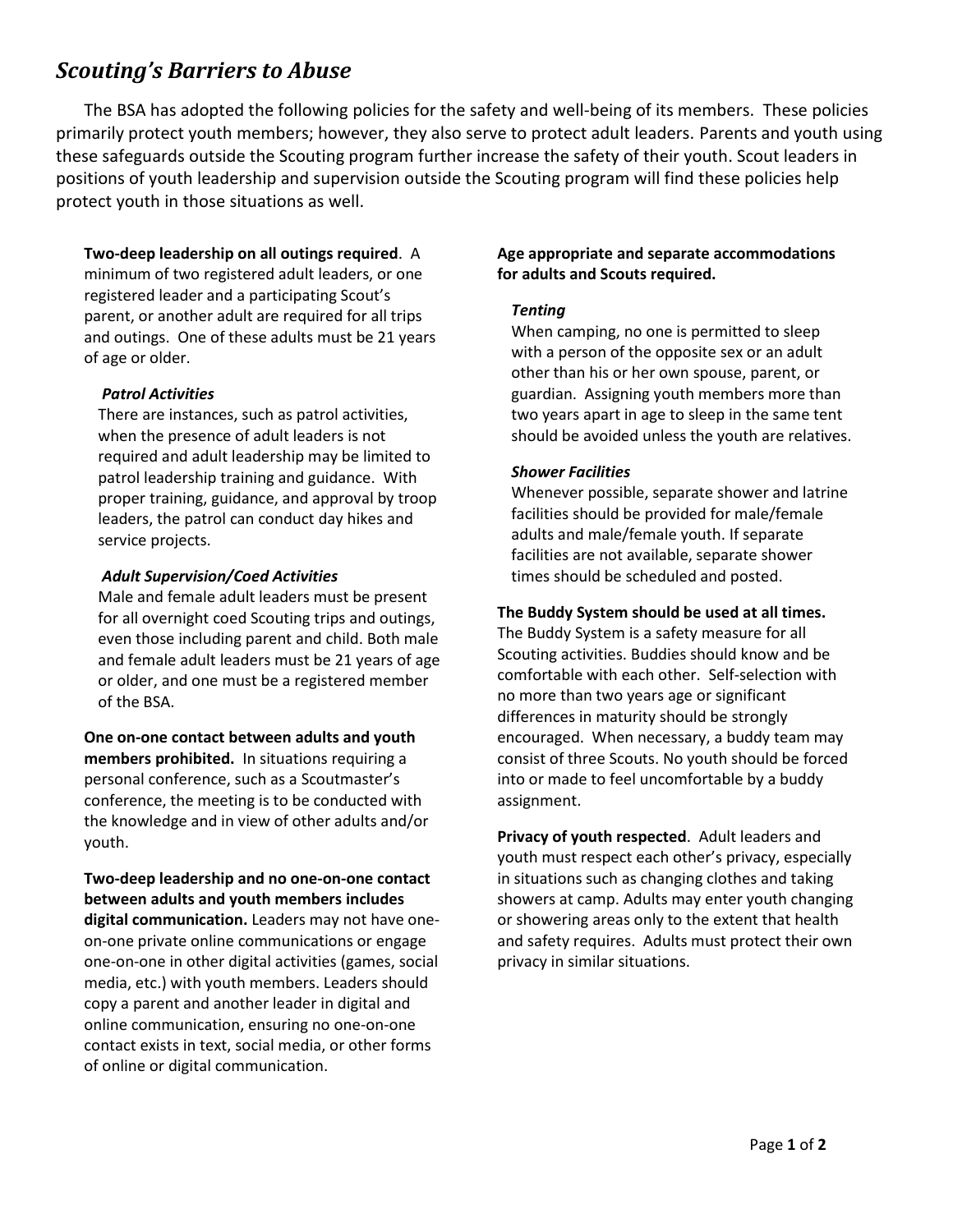# *Scouting's Barriers to Abuse*

The BSA has adopted the following policies for the safety and well-being of its members. These policies primarily protect youth members; however, they also serve to protect adult leaders. Parents and youth using these safeguards outside the Scouting program further increase the safety of their youth. Scout leaders in positions of youth leadership and supervision outside the Scouting program will find these policies help protect youth in those situations as well.

**Two-deep leadership on all outings required**. A minimum of two registered adult leaders, or one registered leader and a participating Scout's parent, or another adult are required for all trips and outings. One of these adults must be 21 years of age or older.

***Patrol Activities***

There are instances, such as patrol activities, when the presence of adult leaders is not required and adult leadership may be limited to patrol leadership training and guidance. With proper training, guidance, and approval by troop leaders, the patrol can conduct day hikes and service projects.

***Adult Supervision/Coed Activities***

Male and female adult leaders must be present for all overnight coed Scouting trips and outings, even those including parent and child. Both male and female adult leaders must be 21 years of age or older, and one must be a registered member of the BSA.

**One on-one contact between adults and youth members prohibited.** In situations requiring a personal conference, such as a Scoutmaster's conference, the meeting is to be conducted with the knowledge and in view of other adults and/or youth.

**Two-deep leadership and no one-on-one contact between adults and youth members includes digital communication.** Leaders may not have one-on-one private online communications or engage one-on-one in other digital activities (games, social media, etc.) with youth members. Leaders should copy a parent and another leader in digital and online communication, ensuring no one-on-one contact exists in text, social media, or other forms of online or digital communication.

**Age appropriate and separate accommodations for adults and Scouts required.**

***Tenting***

When camping, no one is permitted to sleep with a person of the opposite sex or an adult other than his or her own spouse, parent, or guardian. Assigning youth members more than two years apart in age to sleep in the same tent should be avoided unless the youth are relatives.

***Shower Facilities***

Whenever possible, separate shower and latrine facilities should be provided for male/female adults and male/female youth. If separate facilities are not available, separate shower times should be scheduled and posted.

**The Buddy System should be used at all times.** The Buddy System is a safety measure for all Scouting activities. Buddies should know and be comfortable with each other. Self-selection with no more than two years age or significant differences in maturity should be strongly encouraged. When necessary, a buddy team may consist of three Scouts. No youth should be forced into or made to feel uncomfortable by a buddy assignment.

**Privacy of youth respected**. Adult leaders and youth must respect each other's privacy, especially in situations such as changing clothes and taking showers at camp. Adults may enter youth changing or showering areas only to the extent that health and safety requires. Adults must protect their own privacy in similar situations.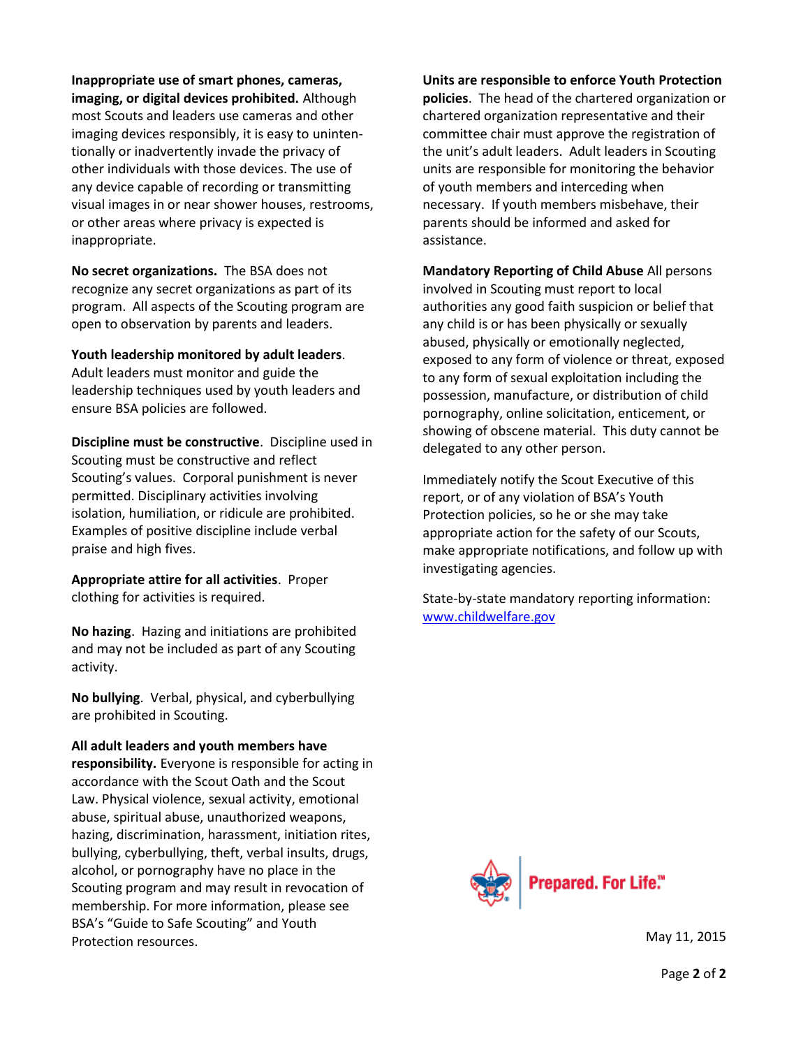**Inappropriate use of smart phones, cameras, imaging, or digital devices prohibited.** Although most Scouts and leaders use cameras and other imaging devices responsibly, it is easy to unintentionally or inadvertently invade the privacy of other individuals with those devices. The use of any device capable of recording or transmitting visual images in or near shower houses, restrooms, or other areas where privacy is expected is inappropriate.

**No secret organizations.** The BSA does not recognize any secret organizations as part of its program. All aspects of the Scouting program are open to observation by parents and leaders.

**Youth leadership monitored by adult leaders**. Adult leaders must monitor and guide the leadership techniques used by youth leaders and ensure BSA policies are followed.

**Discipline must be constructive**. Discipline used in Scouting must be constructive and reflect Scouting's values. Corporal punishment is never permitted. Disciplinary activities involving isolation, humiliation, or ridicule are prohibited. Examples of positive discipline include verbal praise and high fives.

**Appropriate attire for all activities**. Proper clothing for activities is required.

**No hazing**. Hazing and initiations are prohibited and may not be included as part of any Scouting activity.

**No bullying**. Verbal, physical, and cyberbullying are prohibited in Scouting.

**All adult leaders and youth members have responsibility.** Everyone is responsible for acting in accordance with the Scout Oath and the Scout Law. Physical violence, sexual activity, emotional abuse, spiritual abuse, unauthorized weapons, hazing, discrimination, harassment, initiation rites, bullying, cyberbullying, theft, verbal insults, drugs, alcohol, or pornography have no place in the Scouting program and may result in revocation of membership. For more information, please see BSA's "Guide to Safe Scouting" and Youth Protection resources.

**Units are responsible to enforce Youth Protection policies**. The head of the chartered organization or chartered organization representative and their committee chair must approve the registration of the unit's adult leaders. Adult leaders in Scouting units are responsible for monitoring the behavior of youth members and interceding when necessary. If youth members misbehave, their parents should be informed and asked for assistance.

**Mandatory Reporting of Child Abuse** All persons involved in Scouting must report to local authorities any good faith suspicion or belief that any child is or has been physically or sexually abused, physically or emotionally neglected, exposed to any form of violence or threat, exposed to any form of sexual exploitation including the possession, manufacture, or distribution of child pornography, online solicitation, enticement, or showing of obscene material. This duty cannot be delegated to any other person.

Immediately notify the Scout Executive of this report, or of any violation of BSA's Youth Protection policies, so he or she may take appropriate action for the safety of our Scouts, make appropriate notifications, and follow up with investigating agencies.

State-by-state mandatory reporting information: www.childwelfare.gov

Prepared. For Life.™

May 11, 2015